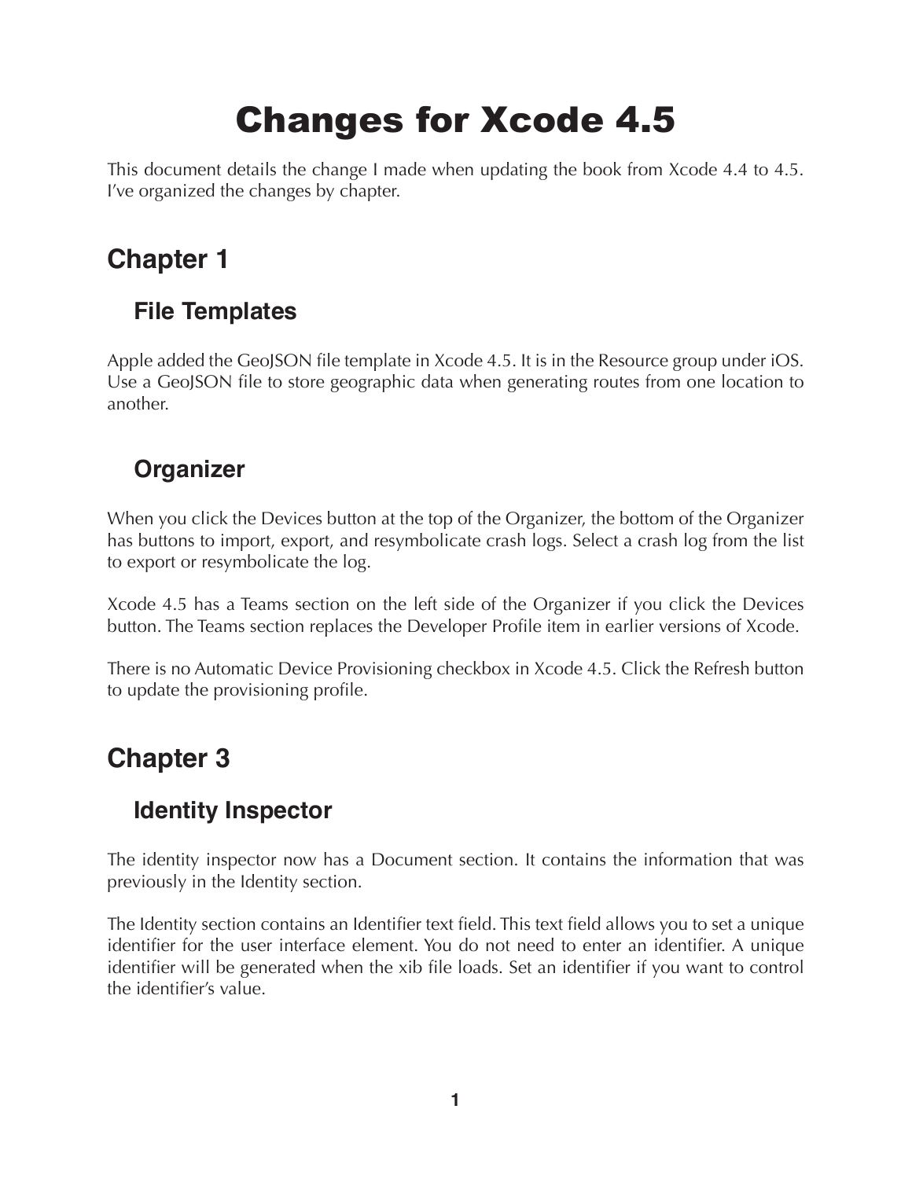# Changes for Xcode 4.5

This document details the change I made when updating the book from Xcode 4.4 to 4.5. I've organized the changes by chapter.

## Chapter 1

### File Templates

Apple added the GeoJSON file template in Xcode 4.5. It is in the Resource group under iOS. Use a GeoJSON file to store geographic data when generating routes from one location to another.

### Organizer

When you click the Devices button at the top of the Organizer, the bottom of the Organizer has buttons to import, export, and resymbolicate crash logs. Select a crash log from the list to export or resymbolicate the log.

Xcode 4.5 has a Teams section on the left side of the Organizer if you click the Devices button. The Teams section replaces the Developer Profile item in earlier versions of Xcode.

There is no Automatic Device Provisioning checkbox in Xcode 4.5. Click the Refresh button to update the provisioning profile.

## Chapter 3

### Identity Inspector

The identity inspector now has a Document section. It contains the information that was previously in the Identity section.

The Identity section contains an Identifier text field. This text field allows you to set a unique identifier for the user interface element. You do not need to enter an identifier. A unique identifier will be generated when the xib file loads. Set an identifier if you want to control the identifier's value.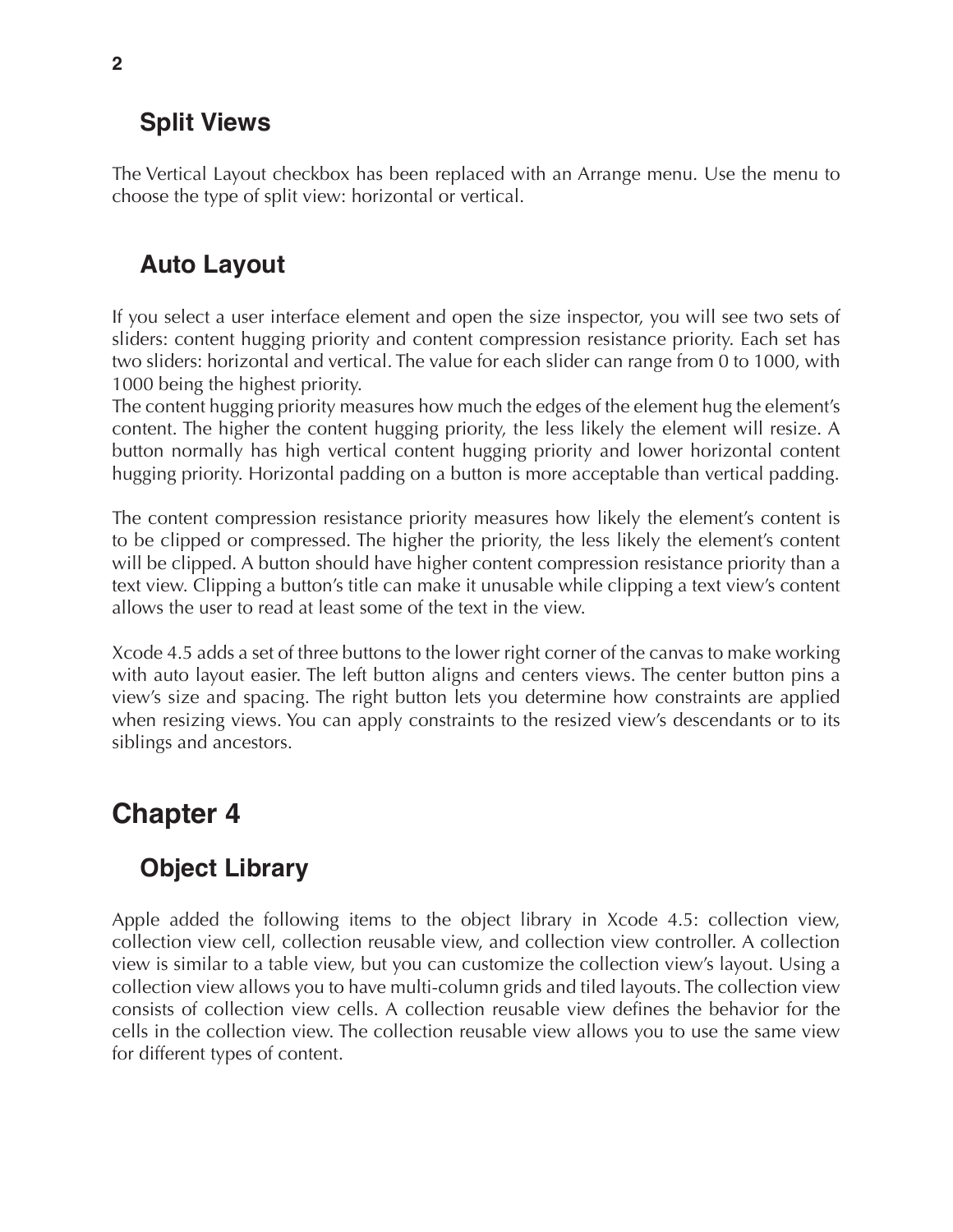## Split Views

The Vertical Layout checkbox has been replaced with an Arrange menu. Use the menu to choose the type of split view: horizontal or vertical.

## Auto Layout

If you select a user interface element and open the size inspector, you will see two sets of sliders: content hugging priority and content compression resistance priority. Each set has two sliders: horizontal and vertical. The value for each slider can range from 0 to 1000, with 1000 being the highest priority.
The content hugging priority measures how much the edges of the element hug the element's content. The higher the content hugging priority, the less likely the element will resize. A button normally has high vertical content hugging priority and lower horizontal content hugging priority. Horizontal padding on a button is more acceptable than vertical padding.

The content compression resistance priority measures how likely the element's content is to be clipped or compressed. The higher the priority, the less likely the element's content will be clipped. A button should have higher content compression resistance priority than a text view. Clipping a button's title can make it unusable while clipping a text view's content allows the user to read at least some of the text in the view.

Xcode 4.5 adds a set of three buttons to the lower right corner of the canvas to make working with auto layout easier. The left button aligns and centers views. The center button pins a view's size and spacing. The right button lets you determine how constraints are applied when resizing views. You can apply constraints to the resized view's descendants or to its siblings and ancestors.

# Chapter 4

## Object Library

Apple added the following items to the object library in Xcode 4.5: collection view, collection view cell, collection reusable view, and collection view controller. A collection view is similar to a table view, but you can customize the collection view's layout. Using a collection view allows you to have multi-column grids and tiled layouts. The collection view consists of collection view cells. A collection reusable view defines the behavior for the cells in the collection view. The collection reusable view allows you to use the same view for different types of content.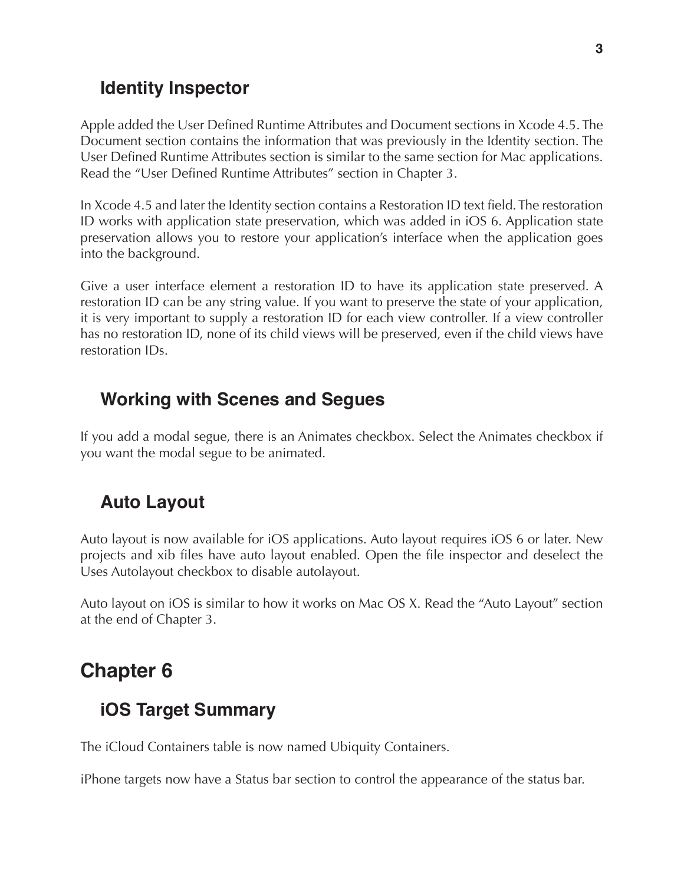### Identity Inspector

Apple added the User Defined Runtime Attributes and Document sections in Xcode 4.5. The Document section contains the information that was previously in the Identity section. The User Defined Runtime Attributes section is similar to the same section for Mac applications. Read the "User Defined Runtime Attributes" section in Chapter 3.

In Xcode 4.5 and later the Identity section contains a Restoration ID text field. The restoration ID works with application state preservation, which was added in iOS 6. Application state preservation allows you to restore your application's interface when the application goes into the background.

Give a user interface element a restoration ID to have its application state preserved. A restoration ID can be any string value. If you want to preserve the state of your application, it is very important to supply a restoration ID for each view controller. If a view controller has no restoration ID, none of its child views will be preserved, even if the child views have restoration IDs.

### Working with Scenes and Segues

If you add a modal segue, there is an Animates checkbox. Select the Animates checkbox if you want the modal segue to be animated.

### Auto Layout

Auto layout is now available for iOS applications. Auto layout requires iOS 6 or later. New projects and xib files have auto layout enabled. Open the file inspector and deselect the Uses Autolayout checkbox to disable autolayout.

Auto layout on iOS is similar to how it works on Mac OS X. Read the "Auto Layout" section at the end of Chapter 3.

## Chapter 6

### iOS Target Summary

The iCloud Containers table is now named Ubiquity Containers.

iPhone targets now have a Status bar section to control the appearance of the status bar.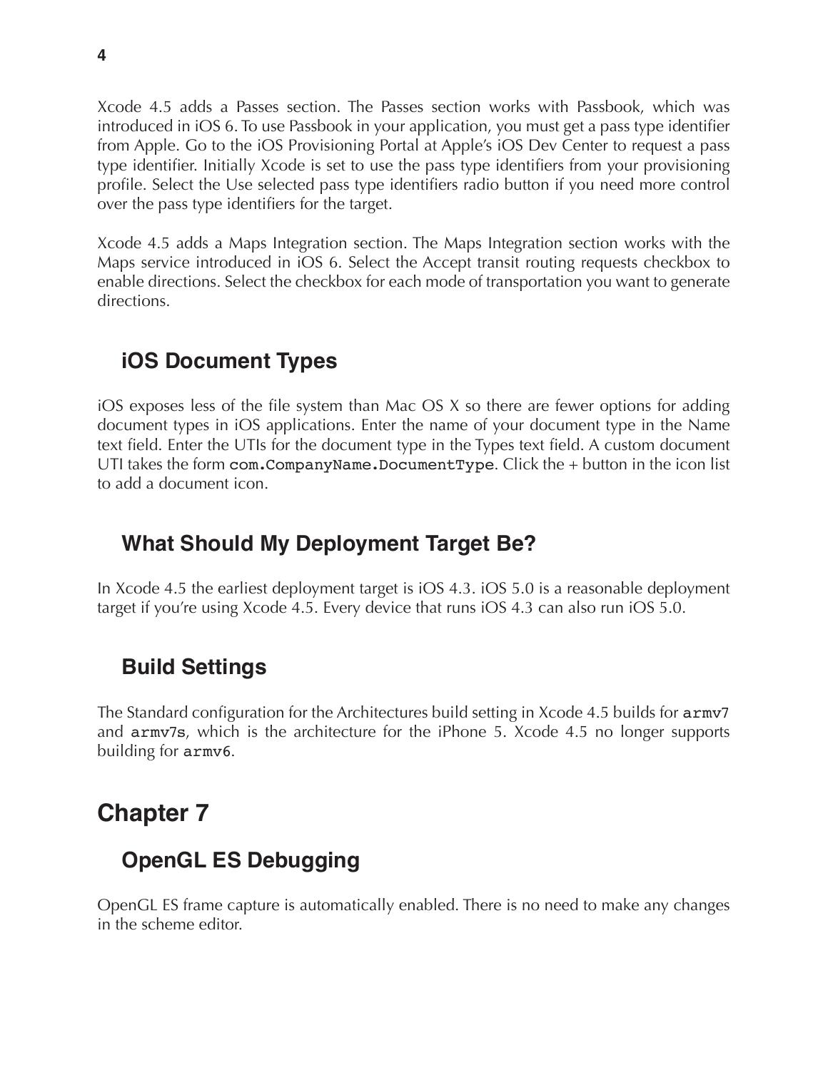Xcode 4.5 adds a Passes section. The Passes section works with Passbook, which was introduced in iOS 6. To use Passbook in your application, you must get a pass type identifier from Apple. Go to the iOS Provisioning Portal at Apple's iOS Dev Center to request a pass type identifier. Initially Xcode is set to use the pass type identifiers from your provisioning profile. Select the Use selected pass type identifiers radio button if you need more control over the pass type identifiers for the target.

Xcode 4.5 adds a Maps Integration section. The Maps Integration section works with the Maps service introduced in iOS 6. Select the Accept transit routing requests checkbox to enable directions. Select the checkbox for each mode of transportation you want to generate directions.

### iOS Document Types

iOS exposes less of the file system than Mac OS X so there are fewer options for adding document types in iOS applications. Enter the name of your document type in the Name text field. Enter the UTIs for the document type in the Types text field. A custom document UTI takes the form `com.CompanyName.DocumentType`. Click the + button in the icon list to add a document icon.

### What Should My Deployment Target Be?

In Xcode 4.5 the earliest deployment target is iOS 4.3. iOS 5.0 is a reasonable deployment target if you're using Xcode 4.5. Every device that runs iOS 4.3 can also run iOS 5.0.

### Build Settings

The Standard configuration for the Architectures build setting in Xcode 4.5 builds for `armv7` and `armv7s`, which is the architecture for the iPhone 5. Xcode 4.5 no longer supports building for `armv6`.

## Chapter 7

### OpenGL ES Debugging

OpenGL ES frame capture is automatically enabled. There is no need to make any changes in the scheme editor.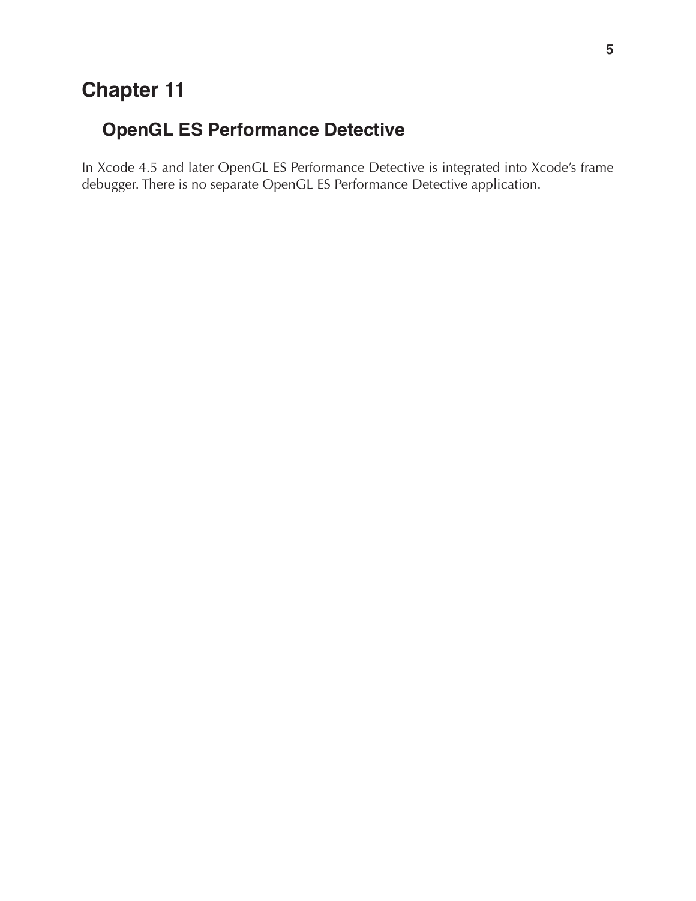# Chapter 11

## OpenGL ES Performance Detective

In Xcode 4.5 and later OpenGL ES Performance Detective is integrated into Xcode's frame debugger. There is no separate OpenGL ES Performance Detective application.